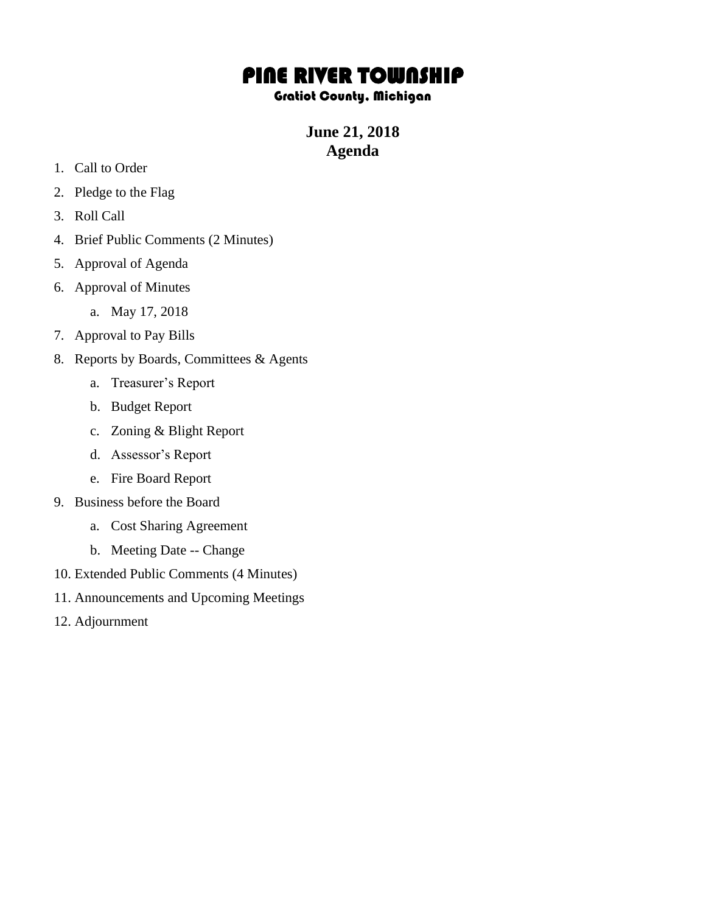# PINE RIVER TOWNSHIP

## Gratiot County, Michigan

**June 21, 2018**
**Agenda**

1. Call to Order
2. Pledge to the Flag
3. Roll Call
4. Brief Public Comments (2 Minutes)
5. Approval of Agenda
6. Approval of Minutes
   a. May 17, 2018
7. Approval to Pay Bills
8. Reports by Boards, Committees & Agents
   a. Treasurer's Report
   b. Budget Report
   c. Zoning & Blight Report
   d. Assessor's Report
   e. Fire Board Report
9. Business before the Board
   a. Cost Sharing Agreement
   b. Meeting Date -- Change
10. Extended Public Comments (4 Minutes)
11. Announcements and Upcoming Meetings
12. Adjournment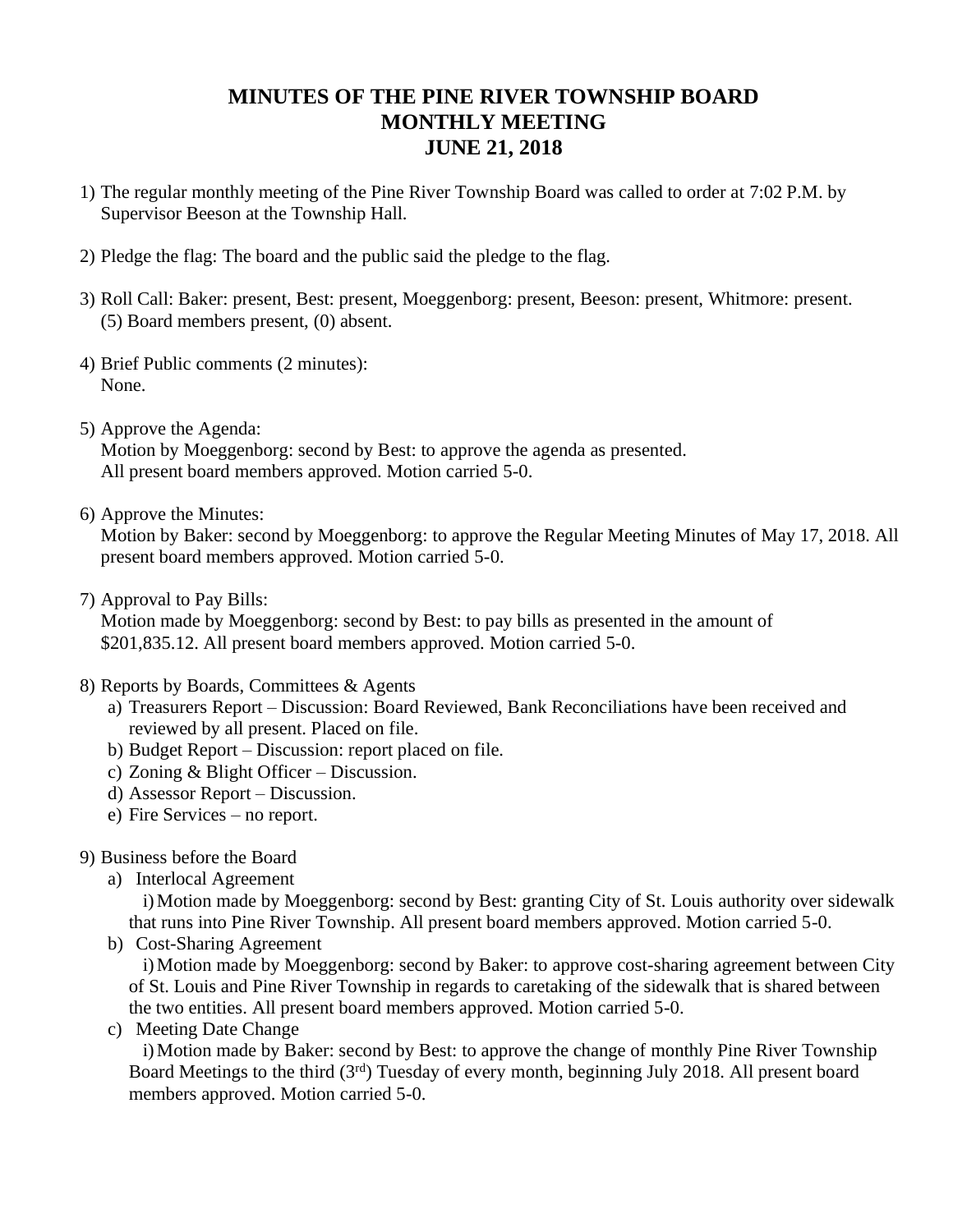# MINUTES OF THE PINE RIVER TOWNSHIP BOARD MONTHLY MEETING JUNE 21, 2018

1) The regular monthly meeting of the Pine River Township Board was called to order at 7:02 P.M. by Supervisor Beeson at the Township Hall.

2) Pledge the flag: The board and the public said the pledge to the flag.

3) Roll Call: Baker: present, Best: present, Moeggenborg: present, Beeson: present, Whitmore: present. (5) Board members present, (0) absent.

4) Brief Public comments (2 minutes):
   None.

5) Approve the Agenda:
   Motion by Moeggenborg: second by Best: to approve the agenda as presented. All present board members approved. Motion carried 5-0.

6) Approve the Minutes:
   Motion by Baker: second by Moeggenborg: to approve the Regular Meeting Minutes of May 17, 2018. All present board members approved. Motion carried 5-0.

7) Approval to Pay Bills:
   Motion made by Moeggenborg: second by Best: to pay bills as presented in the amount of $201,835.12. All present board members approved. Motion carried 5-0.

8) Reports by Boards, Committees & Agents
   a) Treasurers Report – Discussion: Board Reviewed, Bank Reconciliations have been received and reviewed by all present. Placed on file.
   b) Budget Report – Discussion: report placed on file.
   c) Zoning & Blight Officer – Discussion.
   d) Assessor Report – Discussion.
   e) Fire Services – no report.

9) Business before the Board
   a) Interlocal Agreement
      i) Motion made by Moeggenborg: second by Best: granting City of St. Louis authority over sidewalk that runs into Pine River Township. All present board members approved. Motion carried 5-0.
   b) Cost-Sharing Agreement
      i) Motion made by Moeggenborg: second by Baker: to approve cost-sharing agreement between City of St. Louis and Pine River Township in regards to caretaking of the sidewalk that is shared between the two entities. All present board members approved. Motion carried 5-0.
   c) Meeting Date Change
      i) Motion made by Baker: second by Best: to approve the change of monthly Pine River Township Board Meetings to the third (3rd) Tuesday of every month, beginning July 2018. All present board members approved. Motion carried 5-0.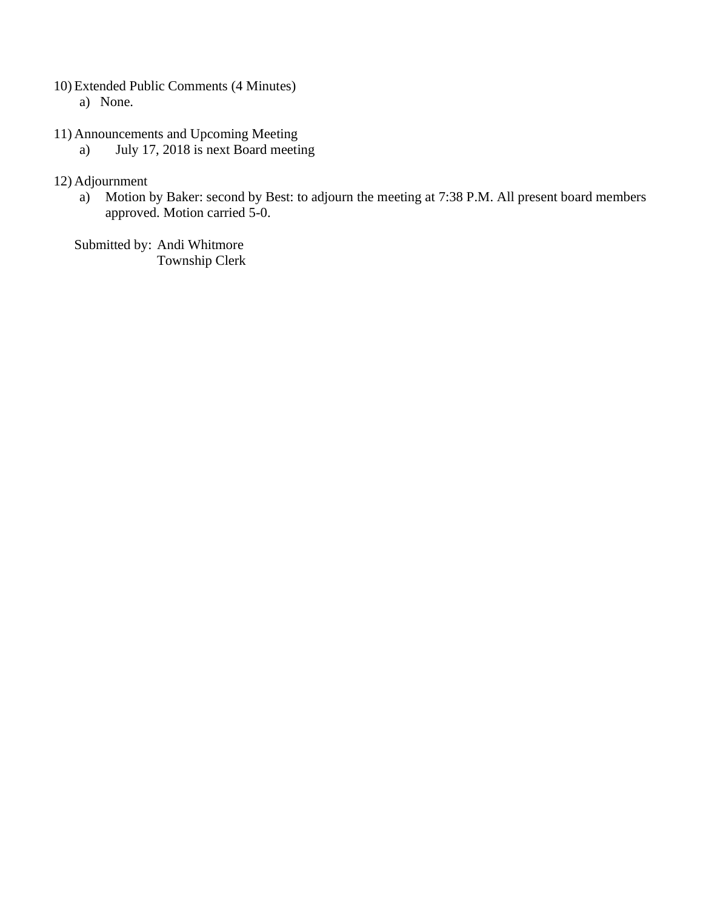10) Extended Public Comments (4 Minutes)
    a) None.

11) Announcements and Upcoming Meeting
    a) July 17, 2018 is next Board meeting

12) Adjournment
    a) Motion by Baker: second by Best: to adjourn the meeting at 7:38 P.M. All present board members approved. Motion carried 5-0.

Submitted by: Andi Whitmore
Township Clerk